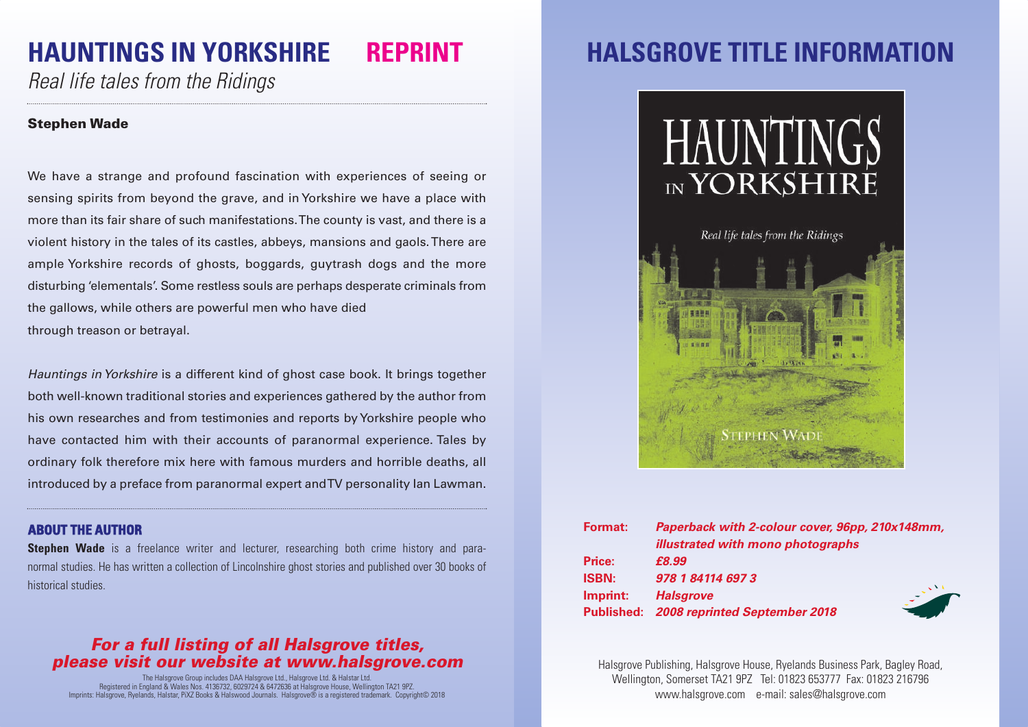# HAUNTINGS IN YORKSHIRE **REPRINT**

*Real life tales from the Ridings*

**Stephen Wade**

We have a strange and profound fascination with experiences of seeing or sensing spirits from beyond the grave, and in Yorkshire we have a place with more than its fair share of such manifestations. The county is vast, and there is a violent history in the tales of its castles, abbeys, mansions and gaols. There are ample Yorkshire records of ghosts, boggards, guytrash dogs and the more disturbing 'elementals'. Some restless souls are perhaps desperate criminals from the gallows, while others are powerful men who have died through treason or betrayal.

*Hauntings in Yorkshire* is a different kind of ghost case book. It brings together both well-known traditional stories and experiences gathered by the author from his own researches and from testimonies and reports by Yorkshire people who have contacted him with their accounts of paranormal experience. Tales by ordinary folk therefore mix here with famous murders and horrible deaths, all introduced by a preface from paranormal expert and TV personality Ian Lawman.

## ABOUT THE AUTHOR

**Stephen Wade** is a freelance writer and lecturer, researching both crime history and paranormal studies. He has written a collection of Lincolnshire ghost stories and published over 30 books of historical studies.

***For a full listing of all Halsgrove titles, please visit our website at www.halsgrove.com***

The Halsgrove Group includes DAA Halsgrove Ltd., Halsgrove Ltd. & Halstar Ltd.
Registered in England & Wales Nos. 4136732, 6029724 & 6472636 at Halsgrove House, Wellington TA21 9PZ.
Imprints: Halsgrove, Ryelands, Halstar, PiXZ Books & Halswood Journals. Halsgrove® is a registered trademark. Copyright© 2018

# HALSGROVE TITLE INFORMATION

HAUNTINGS IN YORKSHIRE

Real life tales from the Ridings

STEPHEN WADE

**Format:** ***Paperback with 2-colour cover, 96pp, 210x148mm, illustrated with mono photographs***
**Price:** ***£8.99***
**ISBN:** ***978 1 84114 697 3***
**Imprint:** ***Halsgrove***
**Published:** ***2008 reprinted September 2018***

Halsgrove Publishing, Halsgrove House, Ryelands Business Park, Bagley Road, Wellington, Somerset TA21 9PZ Tel: 01823 653777 Fax: 01823 216796
www.halsgrove.com e-mail: sales@halsgrove.com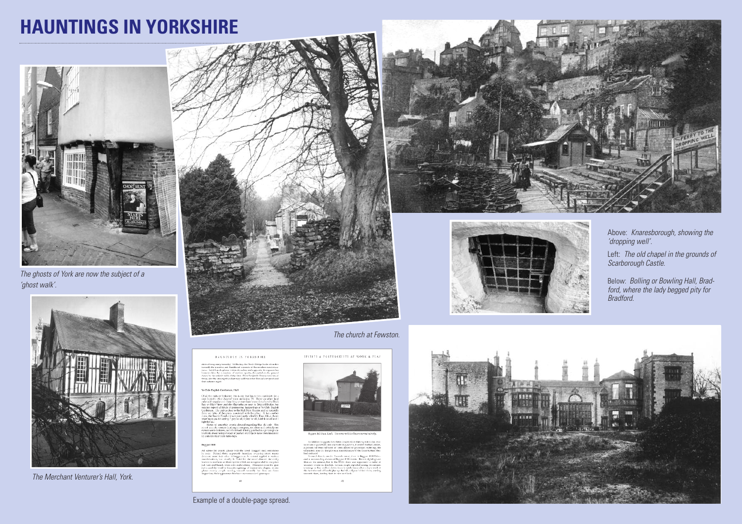# HAUNTINGS IN YORKSHIRE

*The ghosts of York are now the subject of a 'ghost walk'.*

*The Merchant Venturer's Hall, York.*

*The church at Fewston.*

Example of a double-page spread.

Above: *Knaresborough, showing the 'dropping well'.*

Left: *The old chapel in the grounds of Scarborough Castle.*

Below: *Bolling or Bowling Hall, Bradford, where the lady begged pity for Bradford.*